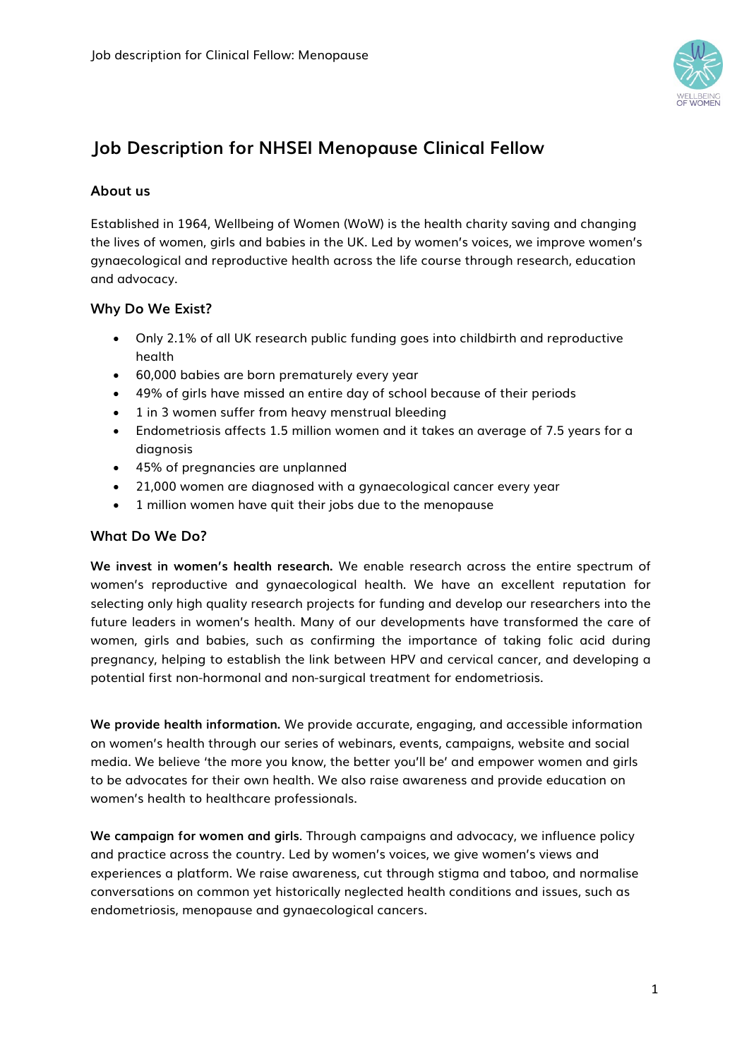# Job Description for NHSEI Menopause Clinical Fellow

## About us

Established in 1964, Wellbeing of Women (WoW) is the health charity saving and changing the lives of women, girls and babies in the UK. Led by women's voices, we improve women's gynaecological and reproductive health across the life course through research, education and advocacy.

## Why Do We Exist?

- Only 2.1% of all UK research public funding goes into childbirth and reproductive health
- 60,000 babies are born prematurely every year
- 49% of girls have missed an entire day of school because of their periods
- 1 in 3 women suffer from heavy menstrual bleeding
- Endometriosis affects 1.5 million women and it takes an average of 7.5 years for a diagnosis
- 45% of pregnancies are unplanned
- 21,000 women are diagnosed with a gynaecological cancer every year
- 1 million women have quit their jobs due to the menopause

## What Do We Do?

**We invest in women's health research.** We enable research across the entire spectrum of women's reproductive and gynaecological health. We have an excellent reputation for selecting only high quality research projects for funding and develop our researchers into the future leaders in women's health. Many of our developments have transformed the care of women, girls and babies, such as confirming the importance of taking folic acid during pregnancy, helping to establish the link between HPV and cervical cancer, and developing a potential first non-hormonal and non-surgical treatment for endometriosis.

**We provide health information.** We provide accurate, engaging, and accessible information on women's health through our series of webinars, events, campaigns, website and social media. We believe 'the more you know, the better you'll be' and empower women and girls to be advocates for their own health. We also raise awareness and provide education on women's health to healthcare professionals.

**We campaign for women and girls**. Through campaigns and advocacy, we influence policy and practice across the country. Led by women's voices, we give women's views and experiences a platform. We raise awareness, cut through stigma and taboo, and normalise conversations on common yet historically neglected health conditions and issues, such as endometriosis, menopause and gynaecological cancers.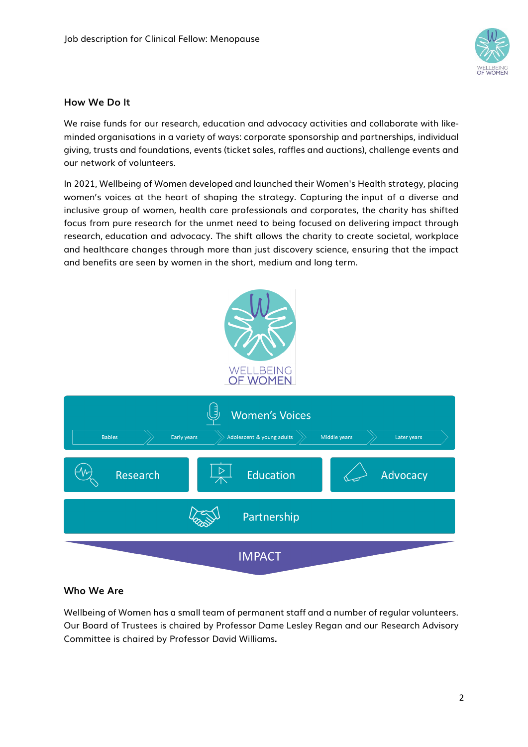## How We Do It

We raise funds for our research, education and advocacy activities and collaborate with like-minded organisations in a variety of ways: corporate sponsorship and partnerships, individual giving, trusts and foundations, events (ticket sales, raffles and auctions), challenge events and our network of volunteers.

In 2021, Wellbeing of Women developed and launched their Women's Health strategy, placing women's voices at the heart of shaping the strategy. Capturing the input of a diverse and inclusive group of women, health care professionals and corporates, the charity has shifted focus from pure research for the unmet need to being focused on delivering impact through research, education and advocacy. The shift allows the charity to create societal, workplace and healthcare changes through more than just discovery science, ensuring that the impact and benefits are seen by women in the short, medium and long term.

WELLBEING OF WOMEN

Women's Voices

Babies → Early years → Adolescent & young adults → Middle years → Later years

Research | Education | Advocacy

Partnership

IMPACT

## Who We Are

Wellbeing of Women has a small team of permanent staff and a number of regular volunteers. Our Board of Trustees is chaired by Professor Dame Lesley Regan and our Research Advisory Committee is chaired by Professor David Williams.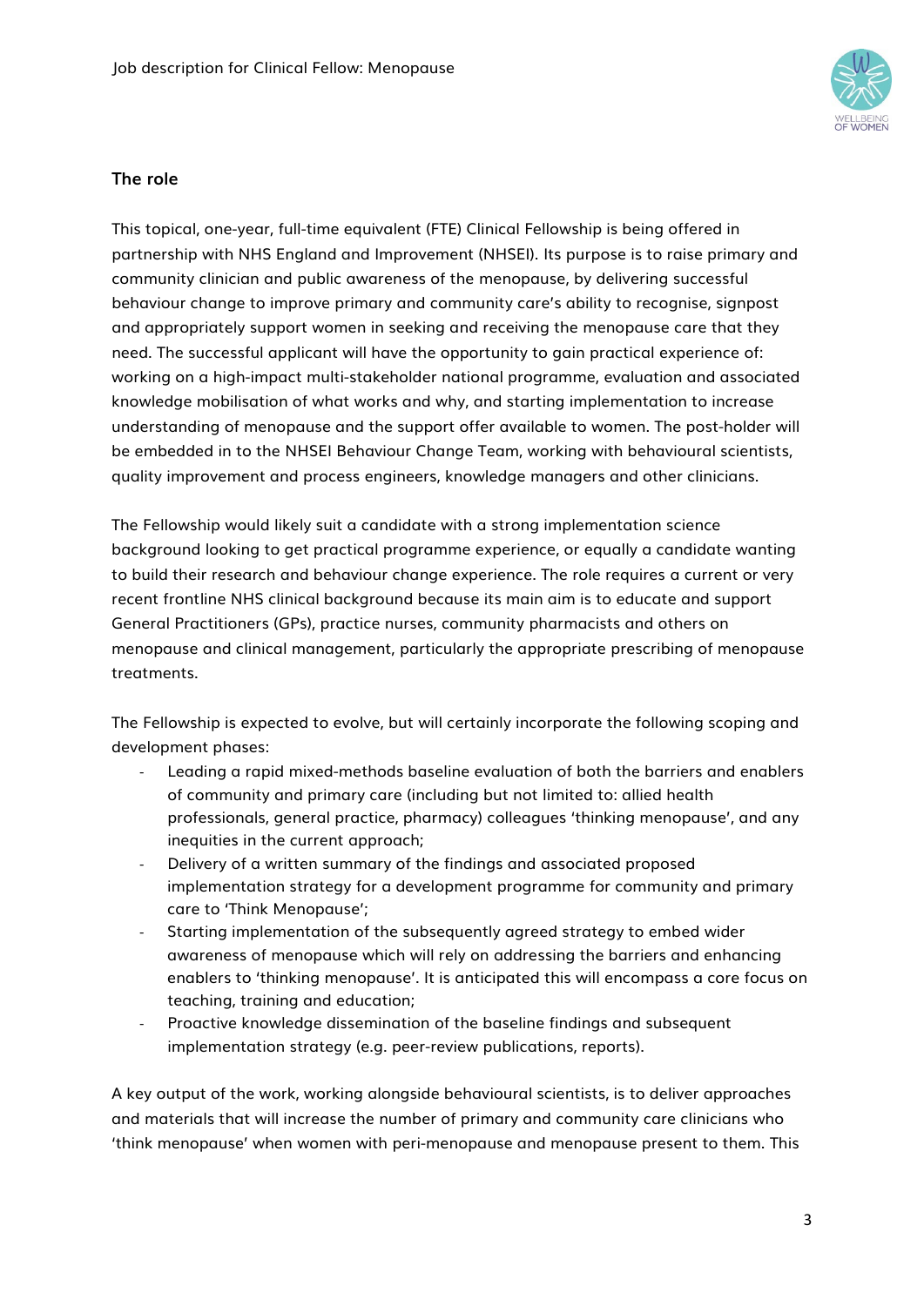## The role

This topical, one-year, full-time equivalent (FTE) Clinical Fellowship is being offered in partnership with NHS England and Improvement (NHSEI). Its purpose is to raise primary and community clinician and public awareness of the menopause, by delivering successful behaviour change to improve primary and community care's ability to recognise, signpost and appropriately support women in seeking and receiving the menopause care that they need. The successful applicant will have the opportunity to gain practical experience of: working on a high-impact multi-stakeholder national programme, evaluation and associated knowledge mobilisation of what works and why, and starting implementation to increase understanding of menopause and the support offer available to women. The post-holder will be embedded in to the NHSEI Behaviour Change Team, working with behavioural scientists, quality improvement and process engineers, knowledge managers and other clinicians.

The Fellowship would likely suit a candidate with a strong implementation science background looking to get practical programme experience, or equally a candidate wanting to build their research and behaviour change experience. The role requires a current or very recent frontline NHS clinical background because its main aim is to educate and support General Practitioners (GPs), practice nurses, community pharmacists and others on menopause and clinical management, particularly the appropriate prescribing of menopause treatments.

The Fellowship is expected to evolve, but will certainly incorporate the following scoping and development phases:

- Leading a rapid mixed-methods baseline evaluation of both the barriers and enablers of community and primary care (including but not limited to: allied health professionals, general practice, pharmacy) colleagues 'thinking menopause', and any inequities in the current approach;
- Delivery of a written summary of the findings and associated proposed implementation strategy for a development programme for community and primary care to 'Think Menopause';
- Starting implementation of the subsequently agreed strategy to embed wider awareness of menopause which will rely on addressing the barriers and enhancing enablers to 'thinking menopause'. It is anticipated this will encompass a core focus on teaching, training and education;
- Proactive knowledge dissemination of the baseline findings and subsequent implementation strategy (e.g. peer-review publications, reports).

A key output of the work, working alongside behavioural scientists, is to deliver approaches and materials that will increase the number of primary and community care clinicians who 'think menopause' when women with peri-menopause and menopause present to them. This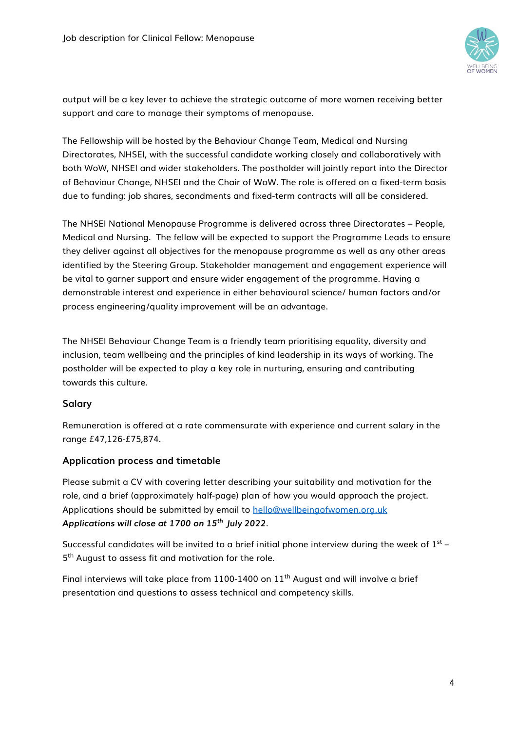output will be a key lever to achieve the strategic outcome of more women receiving better support and care to manage their symptoms of menopause.

The Fellowship will be hosted by the Behaviour Change Team, Medical and Nursing Directorates, NHSEI, with the successful candidate working closely and collaboratively with both WoW, NHSEI and wider stakeholders. The postholder will jointly report into the Director of Behaviour Change, NHSEI and the Chair of WoW. The role is offered on a fixed-term basis due to funding: job shares, secondments and fixed-term contracts will all be considered.

The NHSEI National Menopause Programme is delivered across three Directorates – People, Medical and Nursing. The fellow will be expected to support the Programme Leads to ensure they deliver against all objectives for the menopause programme as well as any other areas identified by the Steering Group. Stakeholder management and engagement experience will be vital to garner support and ensure wider engagement of the programme. Having a demonstrable interest and experience in either behavioural science/ human factors and/or process engineering/quality improvement will be an advantage.

The NHSEI Behaviour Change Team is a friendly team prioritising equality, diversity and inclusion, team wellbeing and the principles of kind leadership in its ways of working. The postholder will be expected to play a key role in nurturing, ensuring and contributing towards this culture.

## Salary

Remuneration is offered at a rate commensurate with experience and current salary in the range £47,126-£75,874.

## Application process and timetable

Please submit a CV with covering letter describing your suitability and motivation for the role, and a brief (approximately half-page) plan of how you would approach the project. Applications should be submitted by email to hello@wellbeingofwomen.org.uk
***Applications will close at 1700 on 15th July 2022***.

Successful candidates will be invited to a brief initial phone interview during the week of 1st – 5th August to assess fit and motivation for the role.

Final interviews will take place from 1100-1400 on 11th August and will involve a brief presentation and questions to assess technical and competency skills.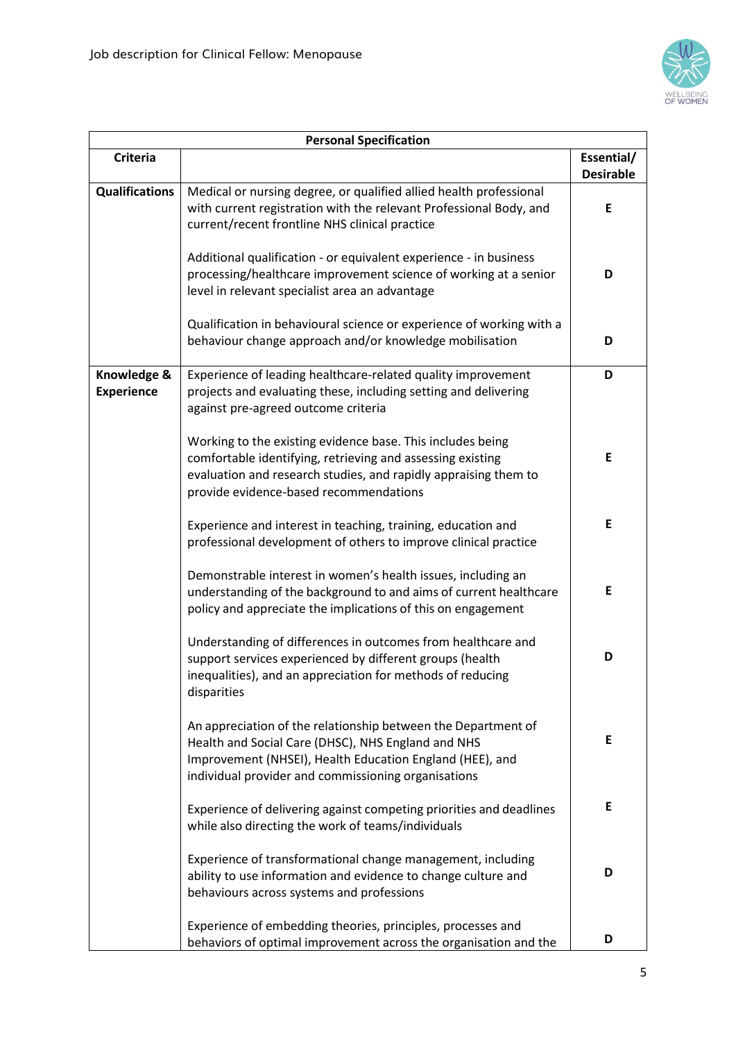| Personal Specification | | |
|---|---|---|
| **Criteria** | | **Essential/ Desirable** |
| **Qualifications** | Medical or nursing degree, or qualified allied health professional with current registration with the relevant Professional Body, and current/recent frontline NHS clinical practice | **E** |
| | Additional qualification - or equivalent experience - in business processing/healthcare improvement science of working at a senior level in relevant specialist area an advantage | **D** |
| | Qualification in behavioural science or experience of working with a behaviour change approach and/or knowledge mobilisation | **D** |
| **Knowledge & Experience** | Experience of leading healthcare-related quality improvement projects and evaluating these, including setting and delivering against pre-agreed outcome criteria | **D** |
| | Working to the existing evidence base. This includes being comfortable identifying, retrieving and assessing existing evaluation and research studies, and rapidly appraising them to provide evidence-based recommendations | **E** |
| | Experience and interest in teaching, training, education and professional development of others to improve clinical practice | **E** |
| | Demonstrable interest in women's health issues, including an understanding of the background to and aims of current healthcare policy and appreciate the implications of this on engagement | **E** |
| | Understanding of differences in outcomes from healthcare and support services experienced by different groups (health inequalities), and an appreciation for methods of reducing disparities | **D** |
| | An appreciation of the relationship between the Department of Health and Social Care (DHSC), NHS England and NHS Improvement (NHSEI), Health Education England (HEE), and individual provider and commissioning organisations | **E** |
| | Experience of delivering against competing priorities and deadlines while also directing the work of teams/individuals | **E** |
| | Experience of transformational change management, including ability to use information and evidence to change culture and behaviours across systems and professions | **D** |
| | Experience of embedding theories, principles, processes and behaviors of optimal improvement across the organisation and the | **D** |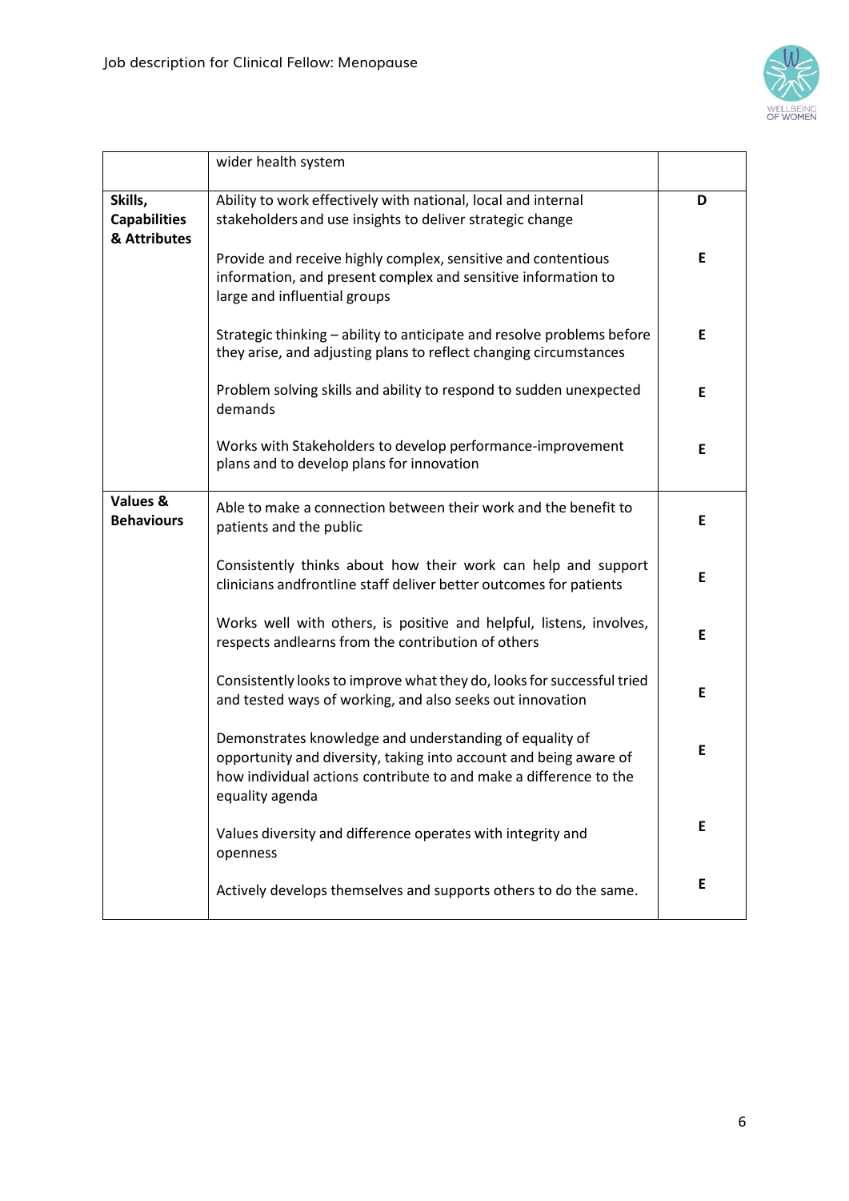| | | |
|---|---|---|
| | wider health system | |
| **Skills, Capabilities & Attributes** | Ability to work effectively with national, local and internal stakeholders and use insights to deliver strategic change | **D** |
| | Provide and receive highly complex, sensitive and contentious information, and present complex and sensitive information to large and influential groups | **E** |
| | Strategic thinking – ability to anticipate and resolve problems before they arise, and adjusting plans to reflect changing circumstances | **E** |
| | Problem solving skills and ability to respond to sudden unexpected demands | **E** |
| | Works with Stakeholders to develop performance-improvement plans and to develop plans for innovation | **E** |
| **Values & Behaviours** | Able to make a connection between their work and the benefit to patients and the public | **E** |
| | Consistently thinks about how their work can help and support clinicians andfrontline staff deliver better outcomes for patients | **E** |
| | Works well with others, is positive and helpful, listens, involves, respects andlearns from the contribution of others | **E** |
| | Consistently looks to improve what they do, looks for successful tried and tested ways of working, and also seeks out innovation | **E** |
| | Demonstrates knowledge and understanding of equality of opportunity and diversity, taking into account and being aware of how individual actions contribute to and make a difference to the equality agenda | **E** |
| | Values diversity and difference operates with integrity and openness | **E** |
| | Actively develops themselves and supports others to do the same. | **E** |